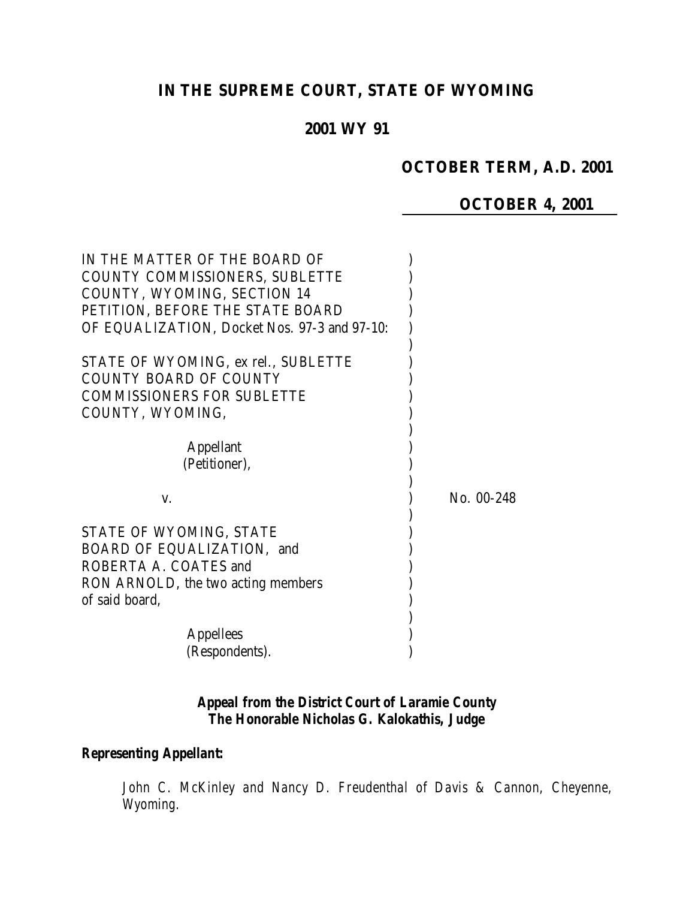# IN THE SUPREME COURT, STATE OF WYOMING

## 2001 WY 91

**OCTOBER TERM, A.D. 2001**

**OCTOBER 4, 2001**

IN THE MATTER OF THE BOARD OF COUNTY COMMISSIONERS, SUBLETTE COUNTY, WYOMING, SECTION 14 PETITION, BEFORE THE STATE BOARD OF EQUALIZATION, Docket Nos. 97-3 and 97-10:

STATE OF WYOMING, ex rel., SUBLETTE COUNTY BOARD OF COUNTY COMMISSIONERS FOR SUBLETTE COUNTY, WYOMING,

Appellant
(Petitioner),

v.

No. 00-248

STATE OF WYOMING, STATE BOARD OF EQUALIZATION, and ROBERTA A. COATES and RON ARNOLD, the two acting members of said board,

Appellees
(Respondents).

**Appeal from the District Court of Laramie County**
**The Honorable Nicholas G. Kalokathis, Judge**

**Representing Appellant:**

*John C. McKinley and Nancy D. Freudenthal of Davis & Cannon, Cheyenne, Wyoming.*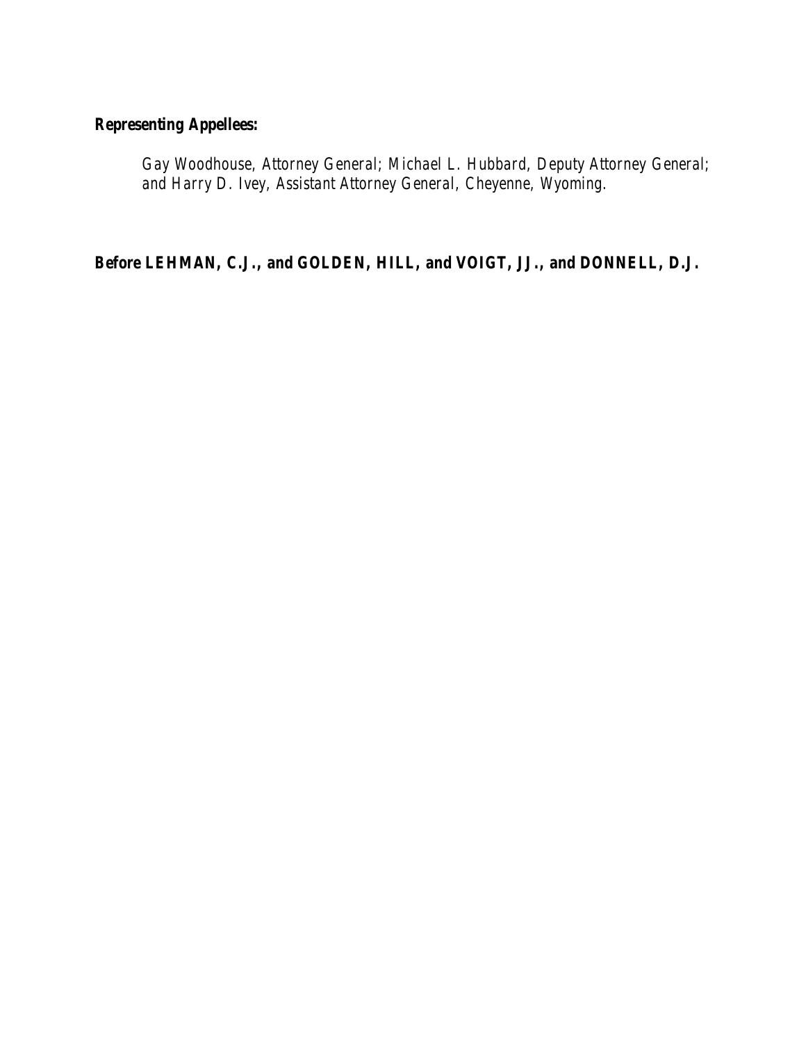**Representing Appellees:**

*Gay Woodhouse, Attorney General; Michael L. Hubbard, Deputy Attorney General; and Harry D. Ivey, Assistant Attorney General, Cheyenne, Wyoming.*

**Before LEHMAN, C.J., and GOLDEN, HILL, and VOIGT, JJ., and DONNELL, D.J.**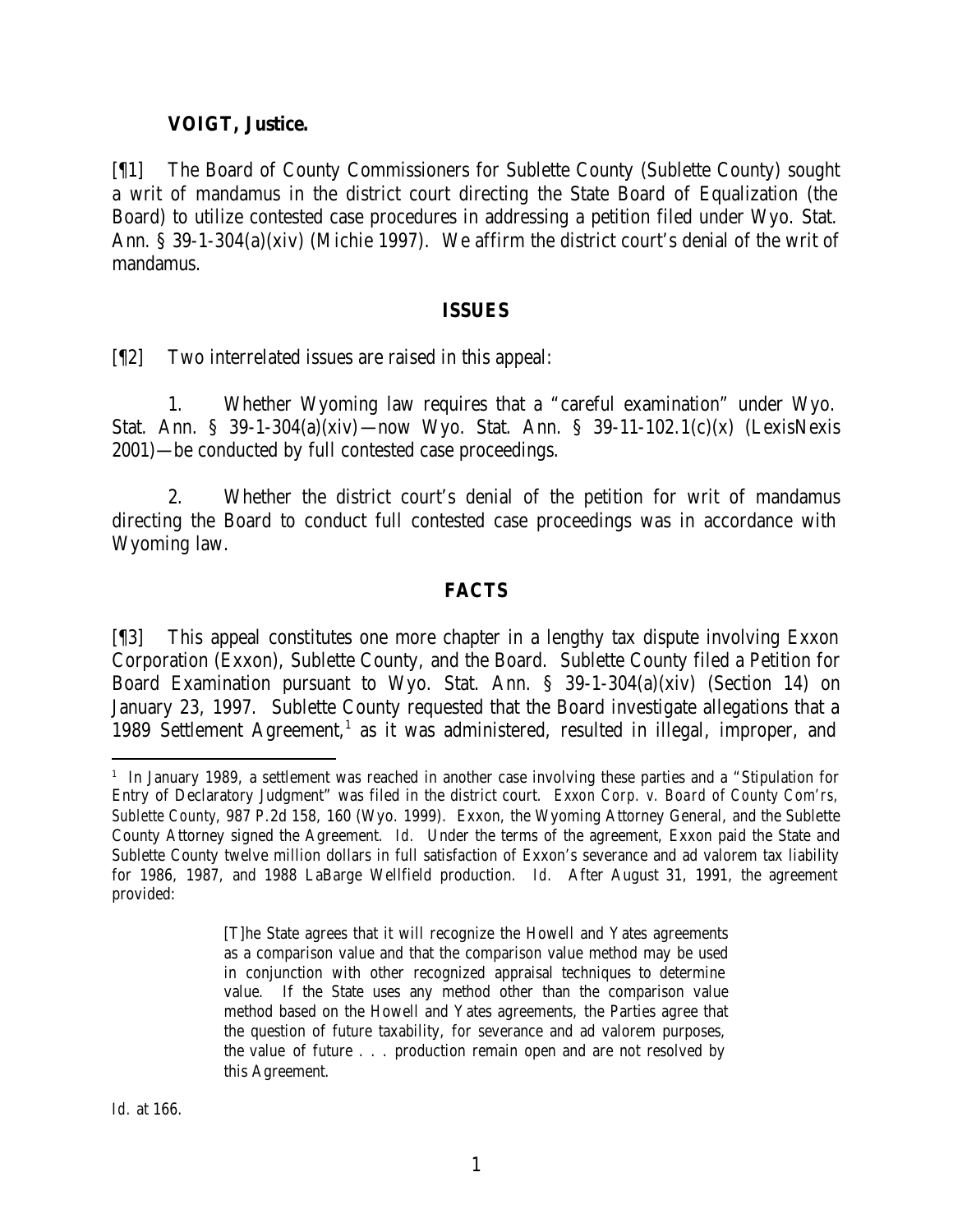**VOIGT, Justice.**

[¶1] The Board of County Commissioners for Sublette County (Sublette County) sought a writ of mandamus in the district court directing the State Board of Equalization (the Board) to utilize contested case procedures in addressing a petition filed under Wyo. Stat. Ann. § 39-1-304(a)(xiv) (Michie 1997). We affirm the district court's denial of the writ of mandamus.

## ISSUES

[¶2] Two interrelated issues are raised in this appeal:

1. Whether Wyoming law requires that a "careful examination" under Wyo. Stat. Ann. § 39-1-304(a)(xiv)—now Wyo. Stat. Ann. § 39-11-102.1(c)(x) (LexisNexis 2001)—be conducted by full contested case proceedings.

2. Whether the district court's denial of the petition for writ of mandamus directing the Board to conduct full contested case proceedings was in accordance with Wyoming law.

## FACTS

[¶3] This appeal constitutes one more chapter in a lengthy tax dispute involving Exxon Corporation (Exxon), Sublette County, and the Board. Sublette County filed a Petition for Board Examination pursuant to Wyo. Stat. Ann. § 39-1-304(a)(xiv) (Section 14) on January 23, 1997. Sublette County requested that the Board investigate allegations that a 1989 Settlement Agreement,[1] as it was administered, resulted in illegal, improper, and

---

[1] In January 1989, a settlement was reached in another case involving these parties and a "Stipulation for Entry of Declaratory Judgment" was filed in the district court. *Exxon Corp. v. Board of County Com'rs, Sublette County*, 987 P.2d 158, 160 (Wyo. 1999). Exxon, the Wyoming Attorney General, and the Sublette County Attorney signed the Agreement. *Id.* Under the terms of the agreement, Exxon paid the State and Sublette County twelve million dollars in full satisfaction of Exxon's severance and ad valorem tax liability for 1986, 1987, and 1988 LaBarge Wellfield production. *Id.* After August 31, 1991, the agreement provided:

> [T]he State agrees that it will recognize the Howell and Yates agreements as a comparison value and that the comparison value method may be used in conjunction with other recognized appraisal techniques to determine value. If the State uses any method other than the comparison value method based on the Howell and Yates agreements, the Parties agree that the question of future taxability, for severance and ad valorem purposes, the value of future . . . production remain open and are not resolved by this Agreement.

*Id.* at 166.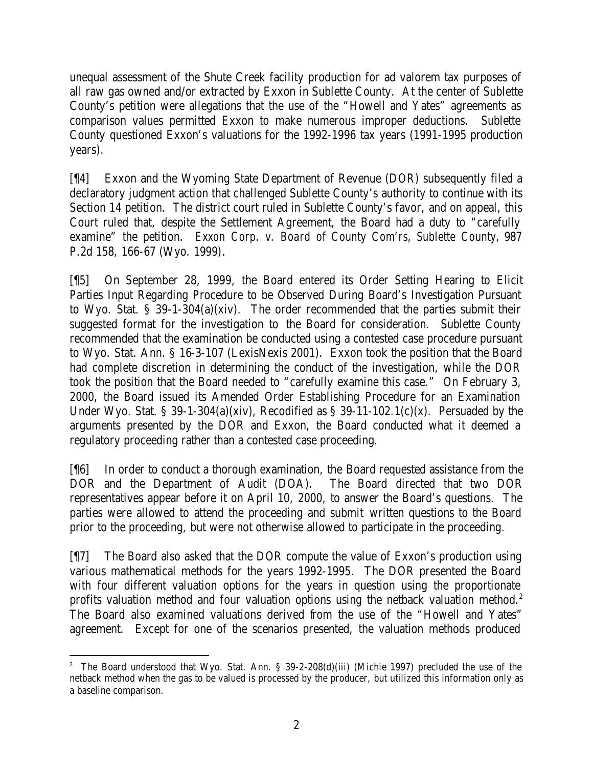unequal assessment of the Shute Creek facility production for ad valorem tax purposes of all raw gas owned and/or extracted by Exxon in Sublette County. At the center of Sublette County's petition were allegations that the use of the "Howell and Yates" agreements as comparison values permitted Exxon to make numerous improper deductions. Sublette County questioned Exxon's valuations for the 1992-1996 tax years (1991-1995 production years).

[¶4] Exxon and the Wyoming State Department of Revenue (DOR) subsequently filed a declaratory judgment action that challenged Sublette County's authority to continue with its Section 14 petition. The district court ruled in Sublette County's favor, and on appeal, this Court ruled that, despite the Settlement Agreement, the Board had a duty to "carefully examine" the petition. *Exxon Corp. v. Board of County Com'rs, Sublette County*, 987 P.2d 158, 166-67 (Wyo. 1999).

[¶5] On September 28, 1999, the Board entered its Order Setting Hearing to Elicit Parties Input Regarding Procedure to be Observed During Board's Investigation Pursuant to Wyo. Stat. § 39-1-304(a)(xiv). The order recommended that the parties submit their suggested format for the investigation to the Board for consideration. Sublette County recommended that the examination be conducted using a contested case procedure pursuant to Wyo. Stat. Ann. § 16-3-107 (LexisNexis 2001). Exxon took the position that the Board had complete discretion in determining the conduct of the investigation, while the DOR took the position that the Board needed to "carefully examine this case." On February 3, 2000, the Board issued its Amended Order Establishing Procedure for an Examination Under Wyo. Stat. § 39-1-304(a)(xiv), Recodified as § 39-11-102.1(c)(x). Persuaded by the arguments presented by the DOR and Exxon, the Board conducted what it deemed a regulatory proceeding rather than a contested case proceeding.

[¶6] In order to conduct a thorough examination, the Board requested assistance from the DOR and the Department of Audit (DOA). The Board directed that two DOR representatives appear before it on April 10, 2000, to answer the Board's questions. The parties were allowed to attend the proceeding and submit written questions to the Board prior to the proceeding, but were not otherwise allowed to participate in the proceeding.

[¶7] The Board also asked that the DOR compute the value of Exxon's production using various mathematical methods for the years 1992-1995. The DOR presented the Board with four different valuation options for the years in question using the proportionate profits valuation method and four valuation options using the netback valuation method.[2] The Board also examined valuations derived from the use of the "Howell and Yates" agreement. Except for one of the scenarios presented, the valuation methods produced

[2] The Board understood that Wyo. Stat. Ann. § 39-2-208(d)(iii) (Michie 1997) precluded the use of the netback method when the gas to be valued is processed by the producer, but utilized this information only as a baseline comparison.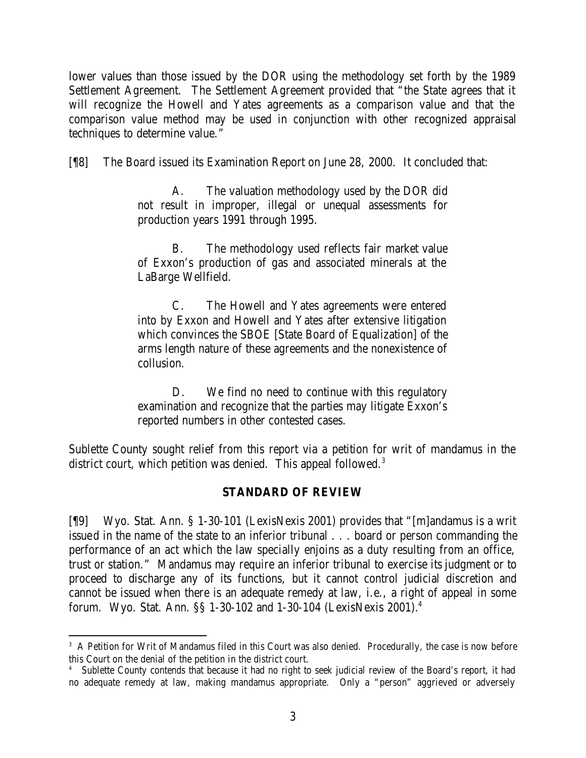lower values than those issued by the DOR using the methodology set forth by the 1989 Settlement Agreement. The Settlement Agreement provided that "the State agrees that it will recognize the Howell and Yates agreements as a comparison value and that the comparison value method may be used in conjunction with other recognized appraisal techniques to determine value."

[¶8] The Board issued its Examination Report on June 28, 2000. It concluded that:

> A. The valuation methodology used by the DOR did not result in improper, illegal or unequal assessments for production years 1991 through 1995.
>
> B. The methodology used reflects fair market value of Exxon's production of gas and associated minerals at the LaBarge Wellfield.
>
> C. The Howell and Yates agreements were entered into by Exxon and Howell and Yates after extensive litigation which convinces the SBOE [State Board of Equalization] of the arms length nature of these agreements and the nonexistence of collusion.
>
> D. We find no need to continue with this regulatory examination and recognize that the parties may litigate Exxon's reported numbers in other contested cases.

Sublette County sought relief from this report via a petition for writ of mandamus in the district court, which petition was denied. This appeal followed.[3]

## STANDARD OF REVIEW

[¶9] Wyo. Stat. Ann. § 1-30-101 (LexisNexis 2001) provides that "[m]andamus is a writ issued in the name of the state to an inferior tribunal . . . board or person commanding the performance of an act which the law specially enjoins as a duty resulting from an office, trust or station." Mandamus may require an inferior tribunal to exercise its judgment or to proceed to discharge any of its functions, but it cannot control judicial discretion and cannot be issued when there is an adequate remedy at law, i.e., a right of appeal in some forum. Wyo. Stat. Ann. §§ 1-30-102 and 1-30-104 (LexisNexis 2001).[4]

---

[3] A Petition for Writ of Mandamus filed in this Court was also denied. Procedurally, the case is now before this Court on the denial of the petition in the district court.

[4] Sublette County contends that because it had no right to seek judicial review of the Board's report, it had no adequate remedy at law, making mandamus appropriate. Only a "person" aggrieved or adversely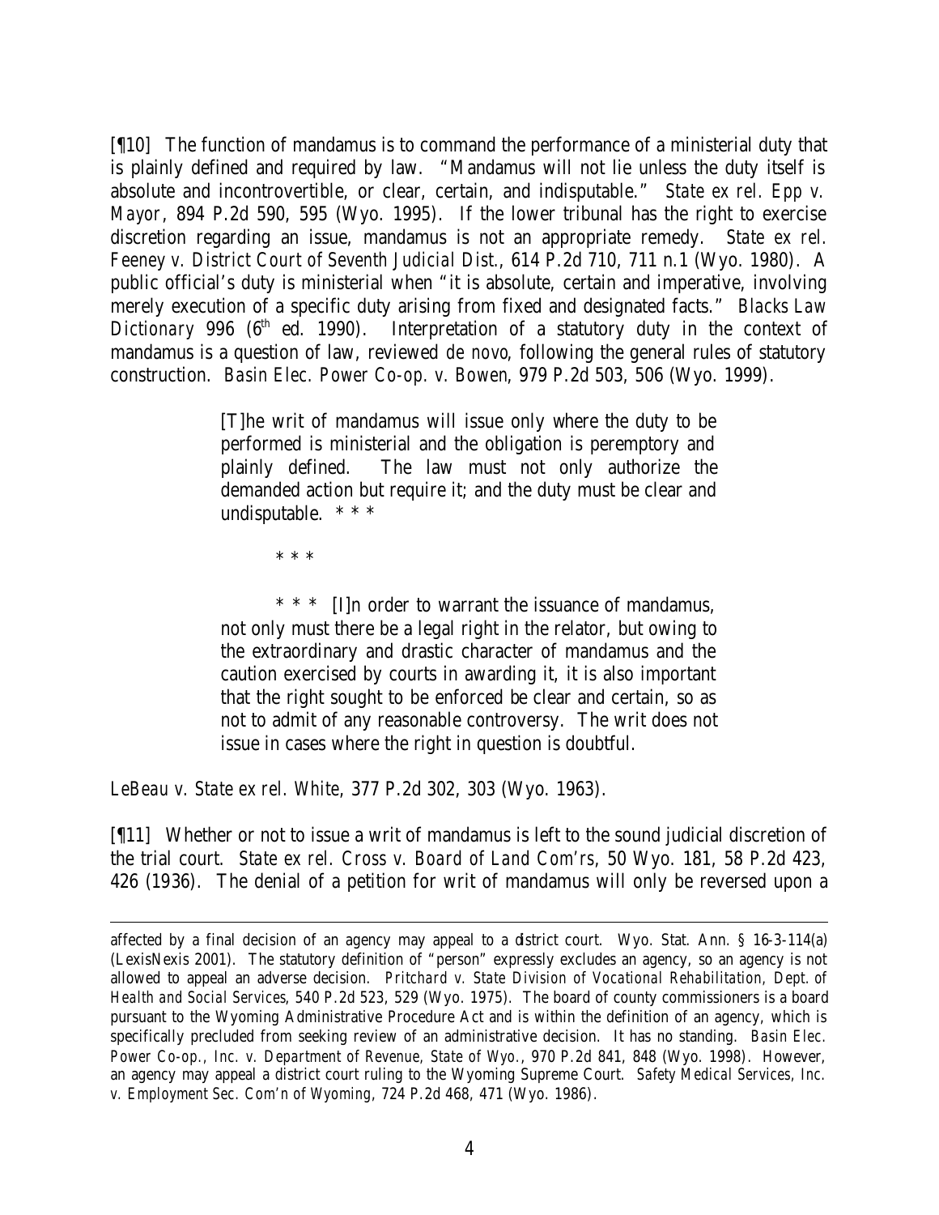[¶10] The function of mandamus is to command the performance of a ministerial duty that is plainly defined and required by law. "Mandamus will not lie unless the duty itself is absolute and incontrovertible, or clear, certain, and indisputable." *State ex rel. Epp v. Mayor*, 894 P.2d 590, 595 (Wyo. 1995). If the lower tribunal has the right to exercise discretion regarding an issue, mandamus is not an appropriate remedy. *State ex rel. Feeney v. District Court of Seventh Judicial Dist.*, 614 P.2d 710, 711 n.1 (Wyo. 1980). A public official's duty is ministerial when "it is absolute, certain and imperative, involving merely execution of a specific duty arising from fixed and designated facts." *Blacks Law Dictionary* 996 (6th ed. 1990). Interpretation of a statutory duty in the context of mandamus is a question of law, reviewed *de novo*, following the general rules of statutory construction. *Basin Elec. Power Co-op. v. Bowen*, 979 P.2d 503, 506 (Wyo. 1999).

> [T]he writ of mandamus will issue only where the duty to be performed is ministerial and the obligation is peremptory and plainly defined. The law must not only authorize the demanded action but require it; and the duty must be clear and undisputable. * * *
>
> * * *
>
> * * * [I]n order to warrant the issuance of mandamus, not only must there be a legal right in the relator, but owing to the extraordinary and drastic character of mandamus and the caution exercised by courts in awarding it, it is also important that the right sought to be enforced be clear and certain, so as not to admit of any reasonable controversy. The writ does not issue in cases where the right in question is doubtful.

*LeBeau v. State ex rel. White*, 377 P.2d 302, 303 (Wyo. 1963).

[¶11] Whether or not to issue a writ of mandamus is left to the sound judicial discretion of the trial court. *State ex rel. Cross v. Board of Land Com'rs*, 50 Wyo. 181, 58 P.2d 423, 426 (1936). The denial of a petition for writ of mandamus will only be reversed upon a

---

affected by a final decision of an agency may appeal to a district court. Wyo. Stat. Ann. § 16-3-114(a) (LexisNexis 2001). The statutory definition of "person" expressly excludes an agency, so an agency is not allowed to appeal an adverse decision. *Pritchard v. State Division of Vocational Rehabilitation, Dept. of Health and Social Services*, 540 P.2d 523, 529 (Wyo. 1975). The board of county commissioners is a board pursuant to the Wyoming Administrative Procedure Act and is within the definition of an agency, which is specifically precluded from seeking review of an administrative decision. It has no standing. *Basin Elec. Power Co-op., Inc. v. Department of Revenue, State of Wyo.*, 970 P.2d 841, 848 (Wyo. 1998). However, an agency may appeal a district court ruling to the Wyoming Supreme Court. *Safety Medical Services, Inc. v. Employment Sec. Com'n of Wyoming*, 724 P.2d 468, 471 (Wyo. 1986).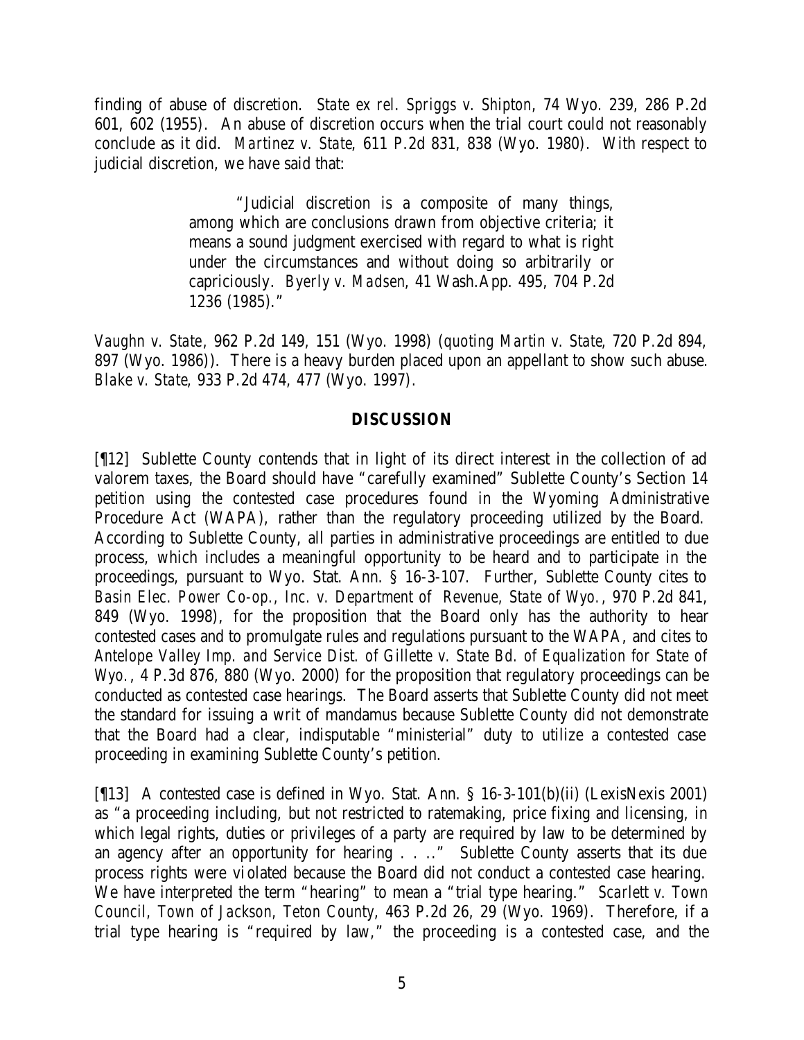finding of abuse of discretion. *State ex rel. Spriggs v. Shipton*, 74 Wyo. 239, 286 P.2d 601, 602 (1955). An abuse of discretion occurs when the trial court could not reasonably conclude as it did. *Martinez v. State*, 611 P.2d 831, 838 (Wyo. 1980). With respect to judicial discretion, we have said that:

> "Judicial discretion is a composite of many things, among which are conclusions drawn from objective criteria; it means a sound judgment exercised with regard to what is right under the circumstances and without doing so arbitrarily or capriciously. *Byerly v. Madsen*, 41 Wash.App. 495, 704 P.2d 1236 (1985)."

*Vaughn v. State*, 962 P.2d 149, 151 (Wyo. 1998) (*quoting Martin v. State*, 720 P.2d 894, 897 (Wyo. 1986)). There is a heavy burden placed upon an appellant to show such abuse. *Blake v. State*, 933 P.2d 474, 477 (Wyo. 1997).

## DISCUSSION

[¶12] Sublette County contends that in light of its direct interest in the collection of ad valorem taxes, the Board should have "carefully examined" Sublette County's Section 14 petition using the contested case procedures found in the Wyoming Administrative Procedure Act (WAPA), rather than the regulatory proceeding utilized by the Board. According to Sublette County, all parties in administrative proceedings are entitled to due process, which includes a meaningful opportunity to be heard and to participate in the proceedings, pursuant to Wyo. Stat. Ann. § 16-3-107. Further, Sublette County cites to *Basin Elec. Power Co-op., Inc. v. Department of Revenue, State of Wyo.*, 970 P.2d 841, 849 (Wyo. 1998), for the proposition that the Board only has the authority to hear contested cases and to promulgate rules and regulations pursuant to the WAPA, and cites to *Antelope Valley Imp. and Service Dist. of Gillette v. State Bd. of Equalization for State of Wyo.*, 4 P.3d 876, 880 (Wyo. 2000) for the proposition that regulatory proceedings can be conducted as contested case hearings. The Board asserts that Sublette County did not meet the standard for issuing a writ of mandamus because Sublette County did not demonstrate that the Board had a clear, indisputable "ministerial" duty to utilize a contested case proceeding in examining Sublette County's petition.

[¶13] A contested case is defined in Wyo. Stat. Ann. § 16-3-101(b)(ii) (LexisNexis 2001) as "a proceeding including, but not restricted to ratemaking, price fixing and licensing, in which legal rights, duties or privileges of a party are required by law to be determined by an agency after an opportunity for hearing . . .." Sublette County asserts that its due process rights were violated because the Board did not conduct a contested case hearing. We have interpreted the term "hearing" to mean a "trial type hearing." *Scarlett v. Town Council, Town of Jackson, Teton County*, 463 P.2d 26, 29 (Wyo. 1969). Therefore, if a trial type hearing is "required by law," the proceeding is a contested case, and the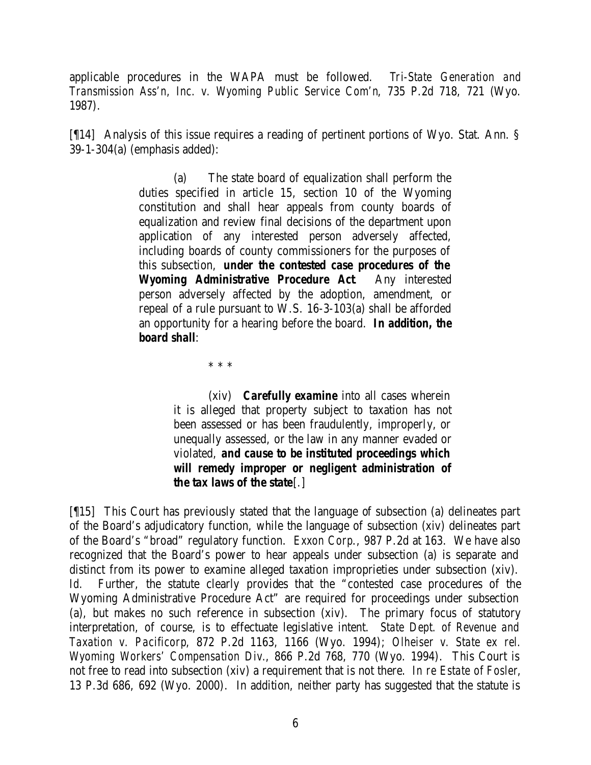applicable procedures in the WAPA must be followed. *Tri-State Generation and Transmission Ass'n, Inc. v. Wyoming Public Service Com'n*, 735 P.2d 718, 721 (Wyo. 1987).

[¶14] Analysis of this issue requires a reading of pertinent portions of Wyo. Stat. Ann. § 39-1-304(a) (emphasis added):

> (a) The state board of equalization shall perform the duties specified in article 15, section 10 of the Wyoming constitution and shall hear appeals from county boards of equalization and review final decisions of the department upon application of any interested person adversely affected, including boards of county commissioners for the purposes of this subsection, **under the contested case procedures of the Wyoming Administrative Procedure Act**. Any interested person adversely affected by the adoption, amendment, or repeal of a rule pursuant to W.S. 16-3-103(a) shall be afforded an opportunity for a hearing before the board. **In addition, the board shall**:
>
> \* \* \*
>
> (xiv) **Carefully examine** into all cases wherein it is alleged that property subject to taxation has not been assessed or has been fraudulently, improperly, or unequally assessed, or the law in any manner evaded or violated, **and cause to be instituted proceedings which will remedy improper or negligent administration of the tax laws of the state**[.]

[¶15] This Court has previously stated that the language of subsection (a) delineates part of the Board's adjudicatory function, while the language of subsection (xiv) delineates part of the Board's "broad" regulatory function. *Exxon Corp.*, 987 P.2d at 163. We have also recognized that the Board's power to hear appeals under subsection (a) is separate and distinct from its power to examine alleged taxation improprieties under subsection (xiv). *Id.* Further, the statute clearly provides that the "contested case procedures of the Wyoming Administrative Procedure Act" are required for proceedings under subsection (a), but makes no such reference in subsection (xiv). The primary focus of statutory interpretation, of course, is to effectuate legislative intent. *State Dept. of Revenue and Taxation v. Pacificorp*, 872 P.2d 1163, 1166 (Wyo. 1994); *Olheiser v. State ex rel. Wyoming Workers' Compensation Div.*, 866 P.2d 768, 770 (Wyo. 1994). This Court is not free to read into subsection (xiv) a requirement that is not there. *In re Estate of Fosler*, 13 P.3d 686, 692 (Wyo. 2000). In addition, neither party has suggested that the statute is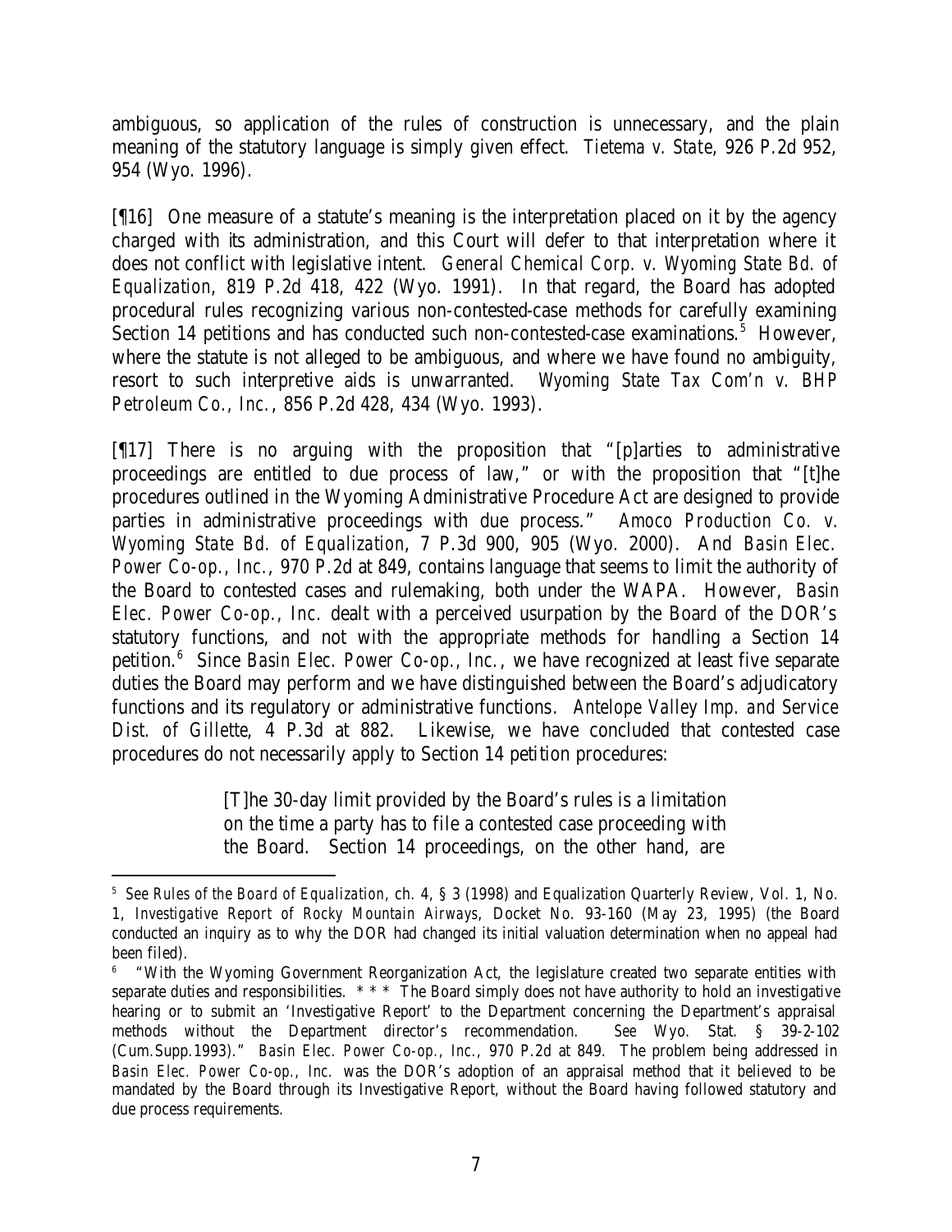ambiguous, so application of the rules of construction is unnecessary, and the plain meaning of the statutory language is simply given effect. *Tietema v. State*, 926 P.2d 952, 954 (Wyo. 1996).

[¶16] One measure of a statute's meaning is the interpretation placed on it by the agency charged with its administration, and this Court will defer to that interpretation where it does not conflict with legislative intent. *General Chemical Corp. v. Wyoming State Bd. of Equalization*, 819 P.2d 418, 422 (Wyo. 1991). In that regard, the Board has adopted procedural rules recognizing various non-contested-case methods for carefully examining Section 14 petitions and has conducted such non-contested-case examinations.[5] However, where the statute is not alleged to be ambiguous, and where we have found no ambiguity, resort to such interpretive aids is unwarranted. *Wyoming State Tax Com'n v. BHP Petroleum Co., Inc.*, 856 P.2d 428, 434 (Wyo. 1993).

[¶17] There is no arguing with the proposition that "[p]arties to administrative proceedings are entitled to due process of law," or with the proposition that "[t]he procedures outlined in the Wyoming Administrative Procedure Act are designed to provide parties in administrative proceedings with due process." *Amoco Production Co. v. Wyoming State Bd. of Equalization*, 7 P.3d 900, 905 (Wyo. 2000). And *Basin Elec. Power Co-op., Inc.*, 970 P.2d at 849, contains language that seems to limit the authority of the Board to contested cases and rulemaking, both under the WAPA. However, *Basin Elec. Power Co-op., Inc.* dealt with a perceived usurpation by the Board of the DOR's statutory functions, and not with the appropriate methods for handling a Section 14 petition.[6] Since *Basin Elec. Power Co-op., Inc.*, we have recognized at least five separate duties the Board may perform and we have distinguished between the Board's adjudicatory functions and its regulatory or administrative functions. *Antelope Valley Imp. and Service Dist. of Gillette*, 4 P.3d at 882. Likewise, we have concluded that contested case procedures do not necessarily apply to Section 14 petition procedures:

> [T]he 30-day limit provided by the Board's rules is a limitation on the time a party has to file a contested case proceeding with the Board. Section 14 proceedings, on the other hand, are

---

[5] *See Rules of the Board of Equalization*, ch. 4, § 3 (1998) and Equalization Quarterly Review, Vol. 1, No. 1, *Investigative Report of Rocky Mountain Airways*, Docket No. 93-160 (May 23, 1995) (the Board conducted an inquiry as to why the DOR had changed its initial valuation determination when no appeal had been filed).

[6] "With the Wyoming Government Reorganization Act, the legislature created two separate entities with separate duties and responsibilities. * * * The Board simply does not have authority to hold an investigative hearing or to submit an 'Investigative Report' to the Department concerning the Department's appraisal methods without the Department director's recommendation. *See* Wyo. Stat. § 39-2-102 (Cum.Supp.1993)." *Basin Elec. Power Co-op., Inc.*, 970 P.2d at 849. The problem being addressed in *Basin Elec. Power Co-op., Inc.* was the DOR's adoption of an appraisal method that it believed to be mandated by the Board through its Investigative Report, without the Board having followed statutory and due process requirements.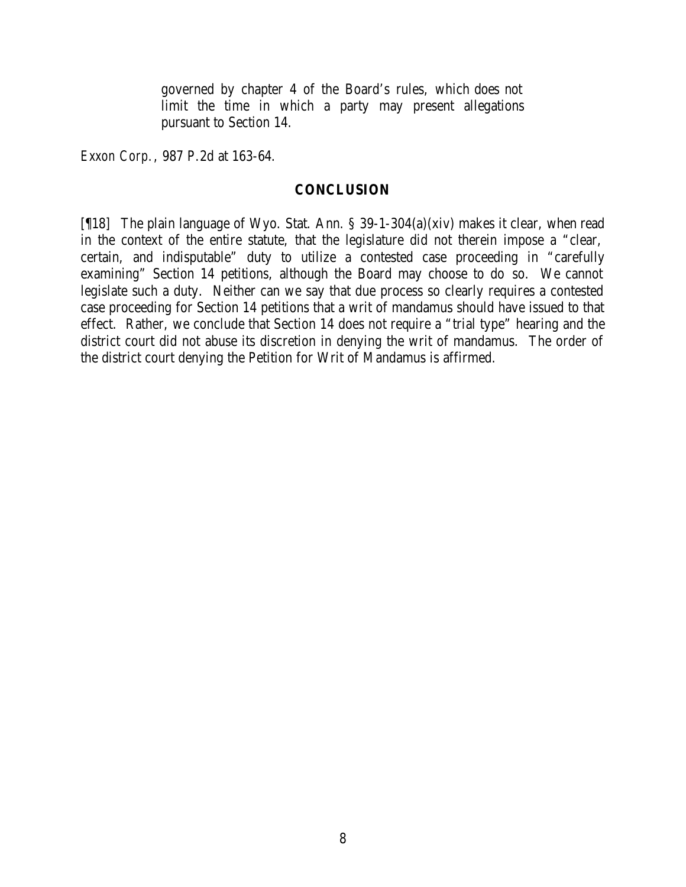> governed by chapter 4 of the Board's rules, which does not limit the time in which a party may present allegations pursuant to Section 14.

*Exxon Corp.*, 987 P.2d at 163-64.

## CONCLUSION

[¶18] The plain language of Wyo. Stat. Ann. § 39-1-304(a)(xiv) makes it clear, when read in the context of the entire statute, that the legislature did not therein impose a "clear, certain, and indisputable" duty to utilize a contested case proceeding in "carefully examining" Section 14 petitions, although the Board may choose to do so. We cannot legislate such a duty. Neither can we say that due process so clearly requires a contested case proceeding for Section 14 petitions that a writ of mandamus should have issued to that effect. Rather, we conclude that Section 14 does not require a "trial type" hearing and the district court did not abuse its discretion in denying the writ of mandamus. The order of the district court denying the Petition for Writ of Mandamus is affirmed.